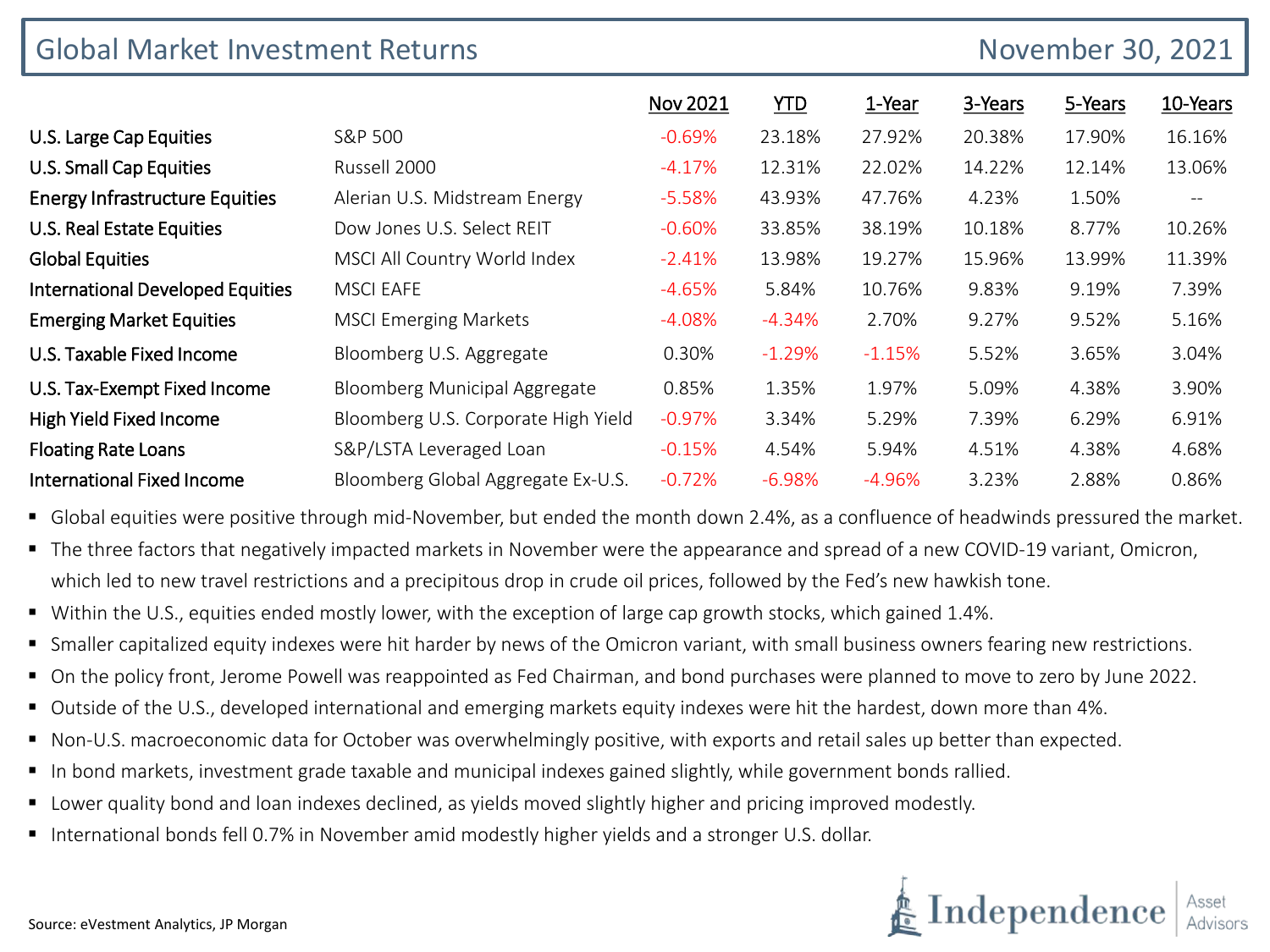# Global Market Investment Returns

November 30, 2021

| | | Nov 2021 | YTD | 1-Year | 3-Years | 5-Years | 10-Years |
|---|---|---|---|---|---|---|---|
| U.S. Large Cap Equities | S&P 500 | -0.69% | 23.18% | 27.92% | 20.38% | 17.90% | 16.16% |
| U.S. Small Cap Equities | Russell 2000 | -4.17% | 12.31% | 22.02% | 14.22% | 12.14% | 13.06% |
| Energy Infrastructure Equities | Alerian U.S. Midstream Energy | -5.58% | 43.93% | 47.76% | 4.23% | 1.50% | -- |
| U.S. Real Estate Equities | Dow Jones U.S. Select REIT | -0.60% | 33.85% | 38.19% | 10.18% | 8.77% | 10.26% |
| Global Equities | MSCI All Country World Index | -2.41% | 13.98% | 19.27% | 15.96% | 13.99% | 11.39% |
| International Developed Equities | MSCI EAFE | -4.65% | 5.84% | 10.76% | 9.83% | 9.19% | 7.39% |
| Emerging Market Equities | MSCI Emerging Markets | -4.08% | -4.34% | 2.70% | 9.27% | 9.52% | 5.16% |
| U.S. Taxable Fixed Income | Bloomberg U.S. Aggregate | 0.30% | -1.29% | -1.15% | 5.52% | 3.65% | 3.04% |
| U.S. Tax-Exempt Fixed Income | Bloomberg Municipal Aggregate | 0.85% | 1.35% | 1.97% | 5.09% | 4.38% | 3.90% |
| High Yield Fixed Income | Bloomberg U.S. Corporate High Yield | -0.97% | 3.34% | 5.29% | 7.39% | 6.29% | 6.91% |
| Floating Rate Loans | S&P/LSTA Leveraged Loan | -0.15% | 4.54% | 5.94% | 4.51% | 4.38% | 4.68% |
| International Fixed Income | Bloomberg Global Aggregate Ex-U.S. | -0.72% | -6.98% | -4.96% | 3.23% | 2.88% | 0.86% |

- Global equities were positive through mid-November, but ended the month down 2.4%, as a confluence of headwinds pressured the market.
- The three factors that negatively impacted markets in November were the appearance and spread of a new COVID-19 variant, Omicron, which led to new travel restrictions and a precipitous drop in crude oil prices, followed by the Fed's new hawkish tone.
- Within the U.S., equities ended mostly lower, with the exception of large cap growth stocks, which gained 1.4%.
- Smaller capitalized equity indexes were hit harder by news of the Omicron variant, with small business owners fearing new restrictions.
- On the policy front, Jerome Powell was reappointed as Fed Chairman, and bond purchases were planned to move to zero by June 2022.
- Outside of the U.S., developed international and emerging markets equity indexes were hit the hardest, down more than 4%.
- Non-U.S. macroeconomic data for October was overwhelmingly positive, with exports and retail sales up better than expected.
- In bond markets, investment grade taxable and municipal indexes gained slightly, while government bonds rallied.
- Lower quality bond and loan indexes declined, as yields moved slightly higher and pricing improved modestly.
- International bonds fell 0.7% in November amid modestly higher yields and a stronger U.S. dollar.

Source: eVestment Analytics, JP Morgan

Independence Asset Advisors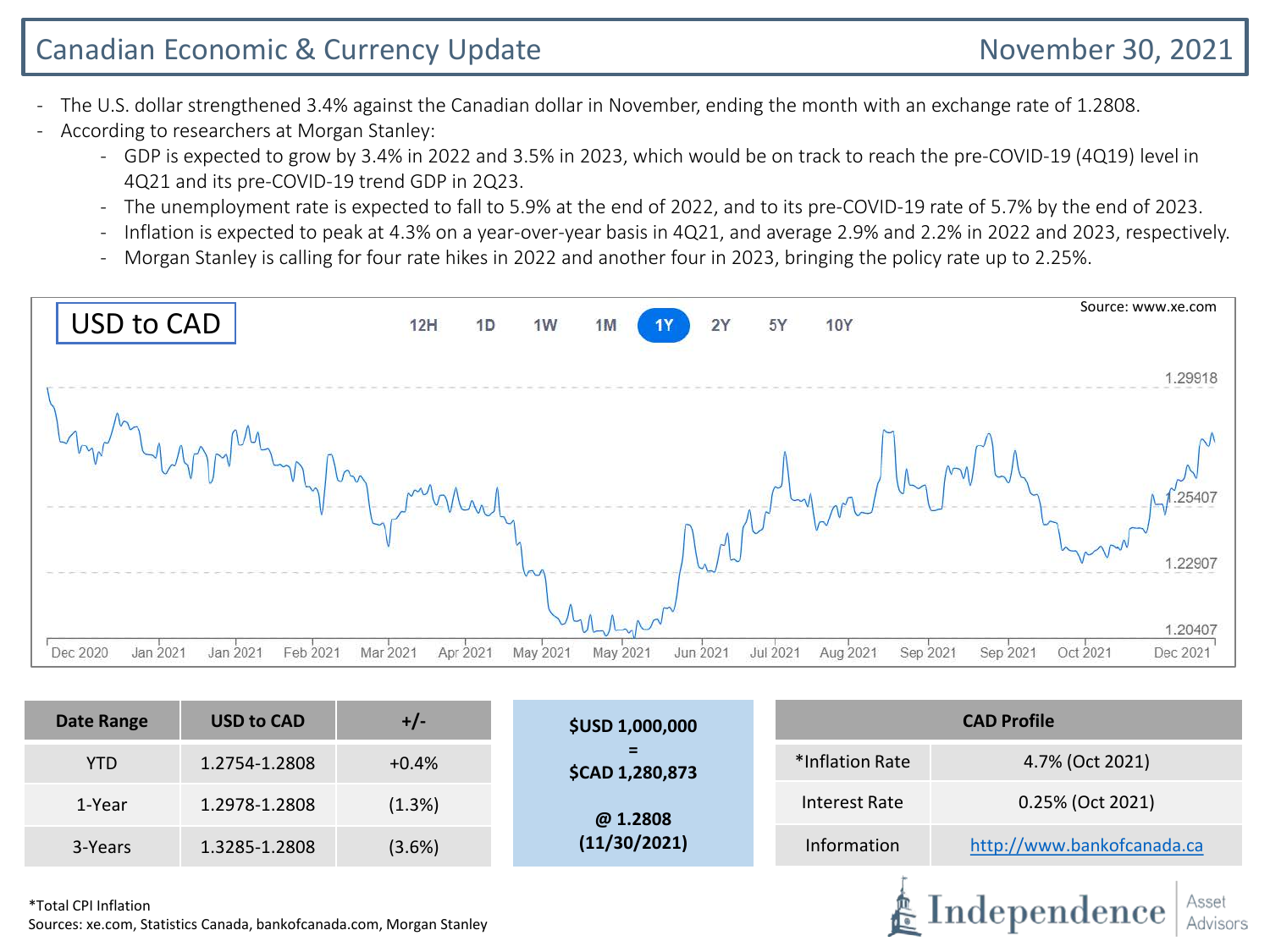# Canadian Economic & Currency Update

November 30, 2021

- The U.S. dollar strengthened 3.4% against the Canadian dollar in November, ending the month with an exchange rate of 1.2808.
- According to researchers at Morgan Stanley:
  - GDP is expected to grow by 3.4% in 2022 and 3.5% in 2023, which would be on track to reach the pre-COVID-19 (4Q19) level in 4Q21 and its pre-COVID-19 trend GDP in 2Q23.
  - The unemployment rate is expected to fall to 5.9% at the end of 2022, and to its pre-COVID-19 rate of 5.7% by the end of 2023.
  - Inflation is expected to peak at 4.3% on a year-over-year basis in 4Q21, and average 2.9% and 2.2% in 2022 and 2023, respectively.
  - Morgan Stanley is calling for four rate hikes in 2022 and another four in 2023, bringing the policy rate up to 2.25%.

**USD to CAD**

12H 1D 1W 1M 1Y 2Y 5Y 10Y

Source: www.xe.com

1.29918
1.25407
1.22907
1.20407

Dec 2020 Jan 2021 Jan 2021 Feb 2021 Mar 2021 Apr 2021 May 2021 May 2021 Jun 2021 Jul 2021 Aug 2021 Sep 2021 Sep 2021 Oct 2021 Dec 2021

| Date Range | USD to CAD | +/- |
|---|---|---|
| YTD | 1.2754-1.2808 | +0.4% |
| 1-Year | 1.2978-1.2808 | (1.3%) |
| 3-Years | 1.3285-1.2808 | (3.6%) |

**$USD 1,000,000**
**=**
**$CAD 1,280,873**

**@ 1.2808**
**(11/30/2021)**

| CAD Profile | |
|---|---|
| *Inflation Rate | 4.7% (Oct 2021) |
| Interest Rate | 0.25% (Oct 2021) |
| Information | http://www.bankofcanada.ca |

*Total CPI Inflation
Sources: xe.com, Statistics Canada, bankofcanada.com, Morgan Stanley

Independence Asset Advisors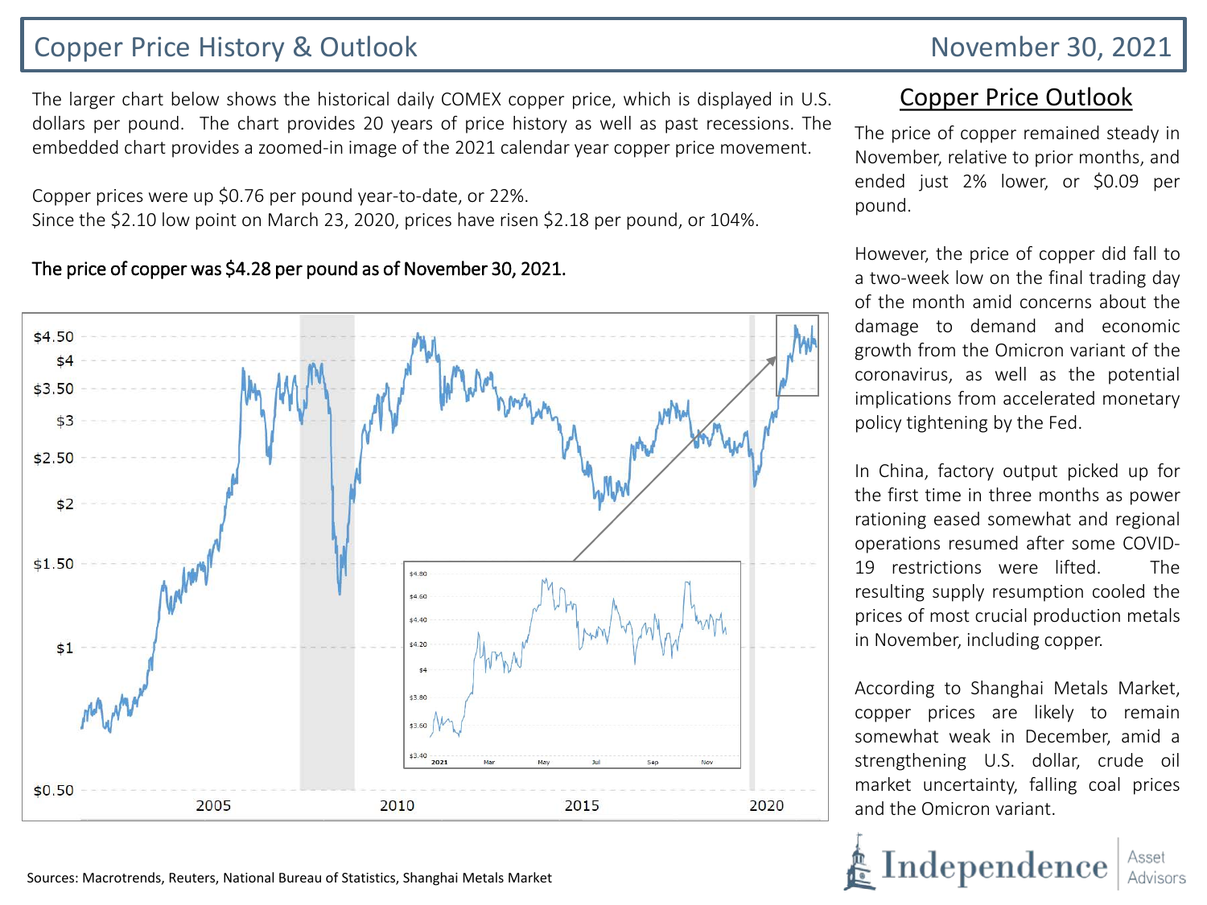# Copper Price History & Outlook

November 30, 2021

The larger chart below shows the historical daily COMEX copper price, which is displayed in U.S. dollars per pound. The chart provides 20 years of price history as well as past recessions. The embedded chart provides a zoomed-in image of the 2021 calendar year copper price movement.

Copper prices were up $0.76 per pound year-to-date, or 22%.
Since the $2.10 low point on March 23, 2020, prices have risen $2.18 per pound, or 104%.

**The price of copper was $4.28 per pound as of November 30, 2021.**

## Copper Price Outlook

The price of copper remained steady in November, relative to prior months, and ended just 2% lower, or $0.09 per pound.

However, the price of copper did fall to a two-week low on the final trading day of the month amid concerns about the damage to demand and economic growth from the Omicron variant of the coronavirus, as well as the potential implications from accelerated monetary policy tightening by the Fed.

In China, factory output picked up for the first time in three months as power rationing eased somewhat and regional operations resumed after some COVID-19 restrictions were lifted. The resulting supply resumption cooled the prices of most crucial production metals in November, including copper.

According to Shanghai Metals Market, copper prices are likely to remain somewhat weak in December, amid a strengthening U.S. dollar, crude oil market uncertainty, falling coal prices and the Omicron variant.

Sources: Macrotrends, Reuters, National Bureau of Statistics, Shanghai Metals Market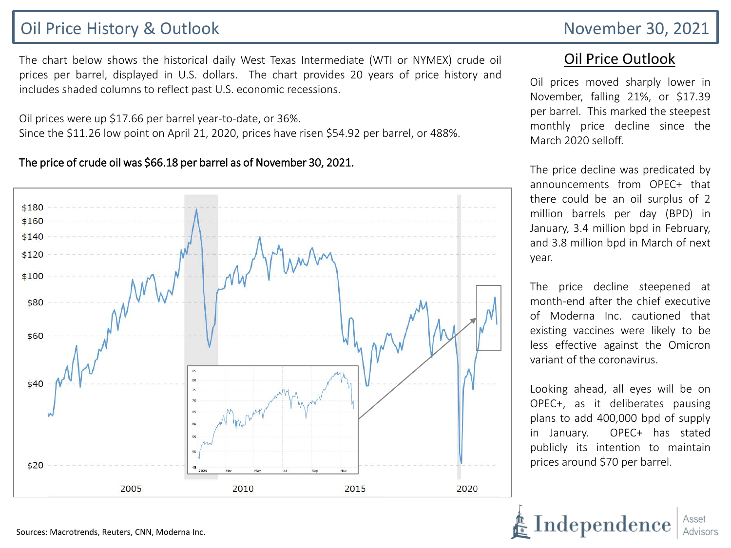# Oil Price History & Outlook

November 30, 2021

The chart below shows the historical daily West Texas Intermediate (WTI or NYMEX) crude oil prices per barrel, displayed in U.S. dollars. The chart provides 20 years of price history and includes shaded columns to reflect past U.S. economic recessions.

Oil prices were up $17.66 per barrel year-to-date, or 36%.
Since the $11.26 low point on April 21, 2020, prices have risen $54.92 per barrel, or 488%.

**The price of crude oil was $66.18 per barrel as of November 30, 2021.**

$180
$160
$140
$120
$100
$80
$60
$40
$20
2005
2010
2015
2020

85
80
75
70
65
60
55
50
45
2021
Mar
May
Jul
Sep
Nov

## Oil Price Outlook

Oil prices moved sharply lower in November, falling 21%, or $17.39 per barrel. This marked the steepest monthly price decline since the March 2020 selloff.

The price decline was predicated by announcements from OPEC+ that there could be an oil surplus of 2 million barrels per day (BPD) in January, 3.4 million bpd in February, and 3.8 million bpd in March of next year.

The price decline steepened at month-end after the chief executive of Moderna Inc. cautioned that existing vaccines were likely to be less effective against the Omicron variant of the coronavirus.

Looking ahead, all eyes will be on OPEC+, as it deliberates pausing plans to add 400,000 bpd of supply in January. OPEC+ has stated publicly its intention to maintain prices around $70 per barrel.

Sources: Macrotrends, Reuters, CNN, Moderna Inc.

Independence Asset Advisors